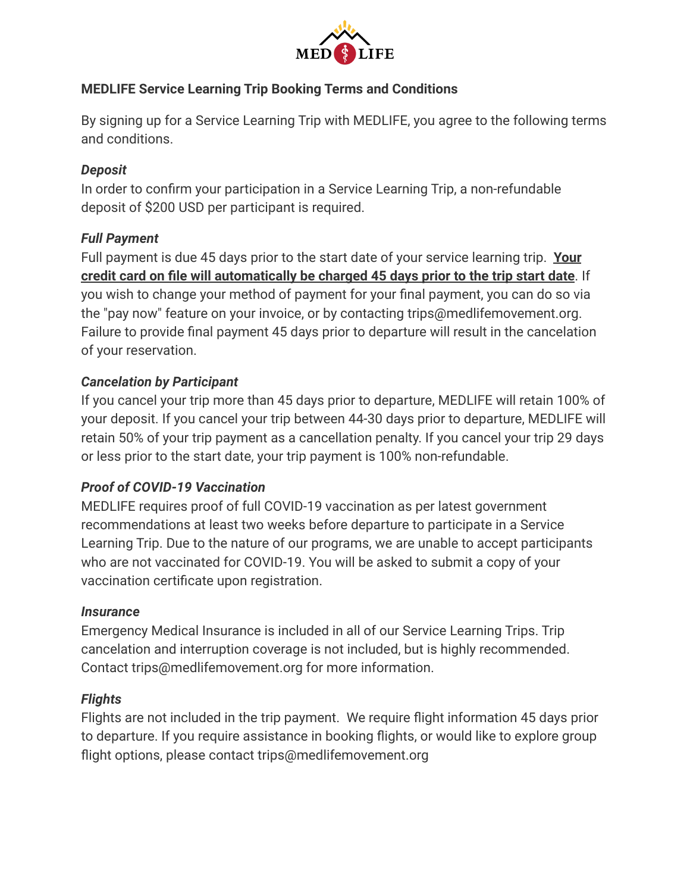# MEDLIFE Service Learning Trip Booking Terms and Conditions

By signing up for a Service Learning Trip with MEDLIFE, you agree to the following terms and conditions.

### *Deposit*

In order to confirm your participation in a Service Learning Trip, a non-refundable deposit of $200 USD per participant is required.

### *Full Payment*

Full payment is due 45 days prior to the start date of your service learning trip. **Your credit card on file will automatically be charged 45 days prior to the trip start date**. If you wish to change your method of payment for your final payment, you can do so via the "pay now" feature on your invoice, or by contacting trips@medlifemovement.org. Failure to provide final payment 45 days prior to departure will result in the cancelation of your reservation.

### *Cancelation by Participant*

If you cancel your trip more than 45 days prior to departure, MEDLIFE will retain 100% of your deposit. If you cancel your trip between 44-30 days prior to departure, MEDLIFE will retain 50% of your trip payment as a cancellation penalty. If you cancel your trip 29 days or less prior to the start date, your trip payment is 100% non-refundable.

### *Proof of COVID-19 Vaccination*

MEDLIFE requires proof of full COVID-19 vaccination as per latest government recommendations at least two weeks before departure to participate in a Service Learning Trip. Due to the nature of our programs, we are unable to accept participants who are not vaccinated for COVID-19. You will be asked to submit a copy of your vaccination certificate upon registration.

### *Insurance*

Emergency Medical Insurance is included in all of our Service Learning Trips. Trip cancelation and interruption coverage is not included, but is highly recommended. Contact trips@medlifemovement.org for more information.

### *Flights*

Flights are not included in the trip payment. We require flight information 45 days prior to departure. If you require assistance in booking flights, or would like to explore group flight options, please contact trips@medlifemovement.org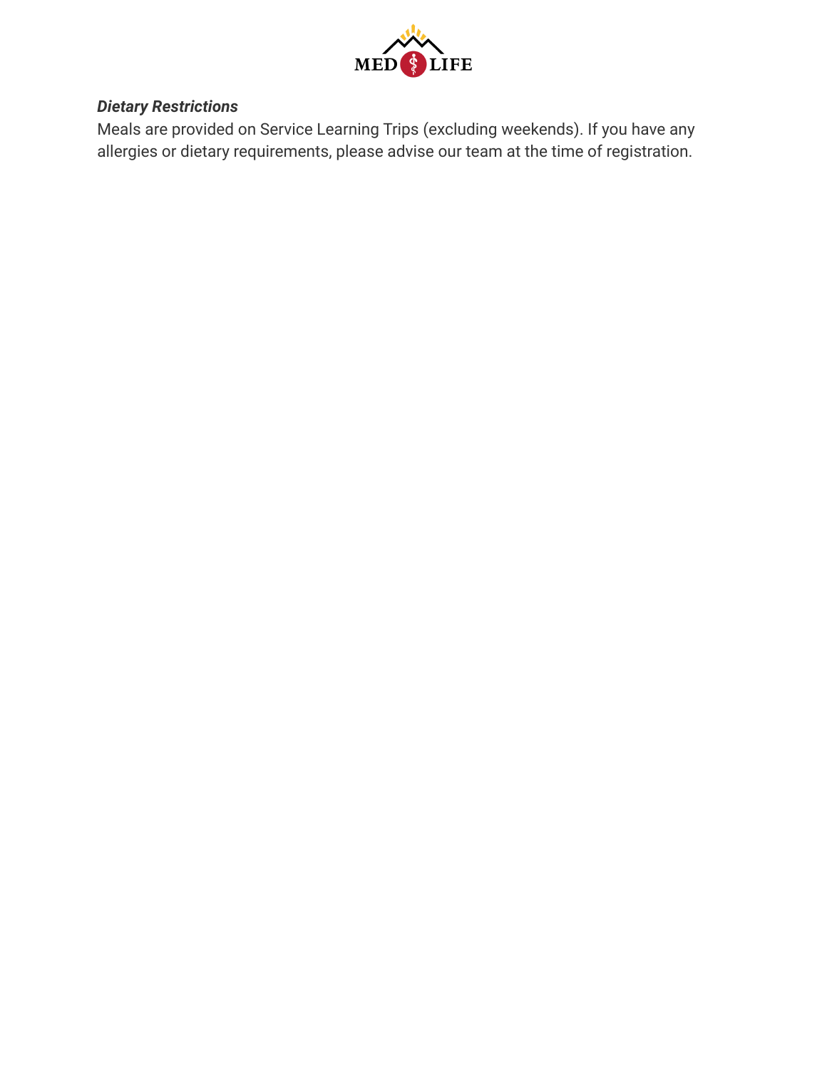***Dietary Restrictions***

Meals are provided on Service Learning Trips (excluding weekends). If you have any allergies or dietary requirements, please advise our team at the time of registration.